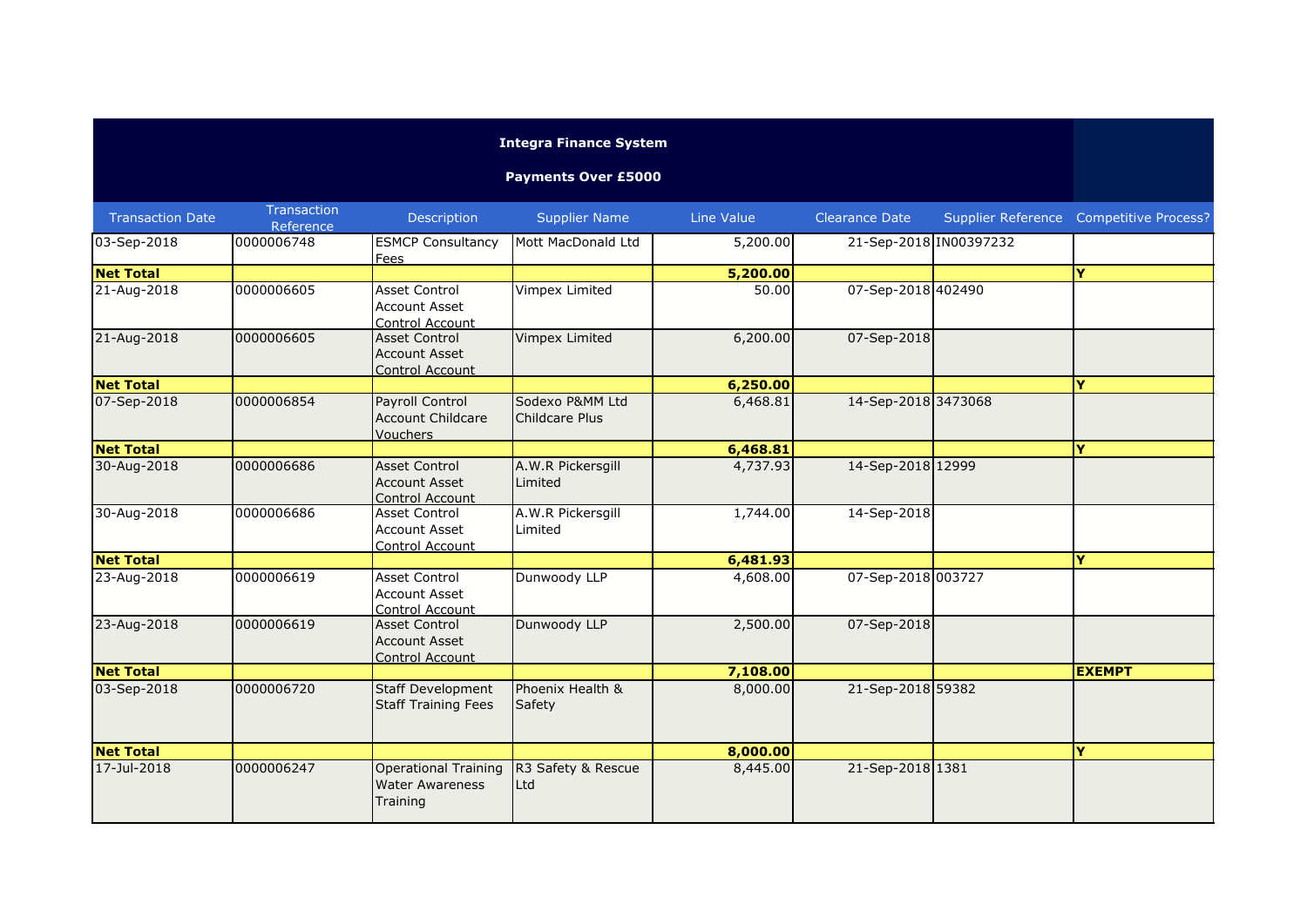**Integra Finance System**

**Payments Over £5000**

| Transaction Date | Transaction Reference | Description | Supplier Name | Line Value | Clearance Date | Supplier Reference | Competitive Process? |
|---|---|---|---|---|---|---|---|
| 03-Sep-2018 | 0000006748 | ESMCP Consultancy Fees | Mott MacDonald Ltd | 5,200.00 | 21-Sep-2018 | IN00397232 | |
| **Net Total** | | | | **5,200.00** | | | **Y** |
| 21-Aug-2018 | 0000006605 | Asset Control Account Asset Control Account | Vimpex Limited | 50.00 | 07-Sep-2018 | 402490 | |
| 21-Aug-2018 | 0000006605 | Asset Control Account Asset Control Account | Vimpex Limited | 6,200.00 | 07-Sep-2018 | | |
| **Net Total** | | | | **6,250.00** | | | **Y** |
| 07-Sep-2018 | 0000006854 | Payroll Control Account Childcare Vouchers | Sodexo P&MM Ltd Childcare Plus | 6,468.81 | 14-Sep-2018 | 3473068 | |
| **Net Total** | | | | **6,468.81** | | | **Y** |
| 30-Aug-2018 | 0000006686 | Asset Control Account Asset Control Account | A.W.R Pickersgill Limited | 4,737.93 | 14-Sep-2018 | 12999 | |
| 30-Aug-2018 | 0000006686 | Asset Control Account Asset Control Account | A.W.R Pickersgill Limited | 1,744.00 | 14-Sep-2018 | | |
| **Net Total** | | | | **6,481.93** | | | **Y** |
| 23-Aug-2018 | 0000006619 | Asset Control Account Asset Control Account | Dunwoody LLP | 4,608.00 | 07-Sep-2018 | 003727 | |
| 23-Aug-2018 | 0000006619 | Asset Control Account Asset Control Account | Dunwoody LLP | 2,500.00 | 07-Sep-2018 | | |
| **Net Total** | | | | **7,108.00** | | | **EXEMPT** |
| 03-Sep-2018 | 0000006720 | Staff Development Staff Training Fees | Phoenix Health & Safety | 8,000.00 | 21-Sep-2018 | 59382 | |
| **Net Total** | | | | **8,000.00** | | | **Y** |
| 17-Jul-2018 | 0000006247 | Operational Training Water Awareness Training | R3 Safety & Rescue Ltd | 8,445.00 | 21-Sep-2018 | 1381 | |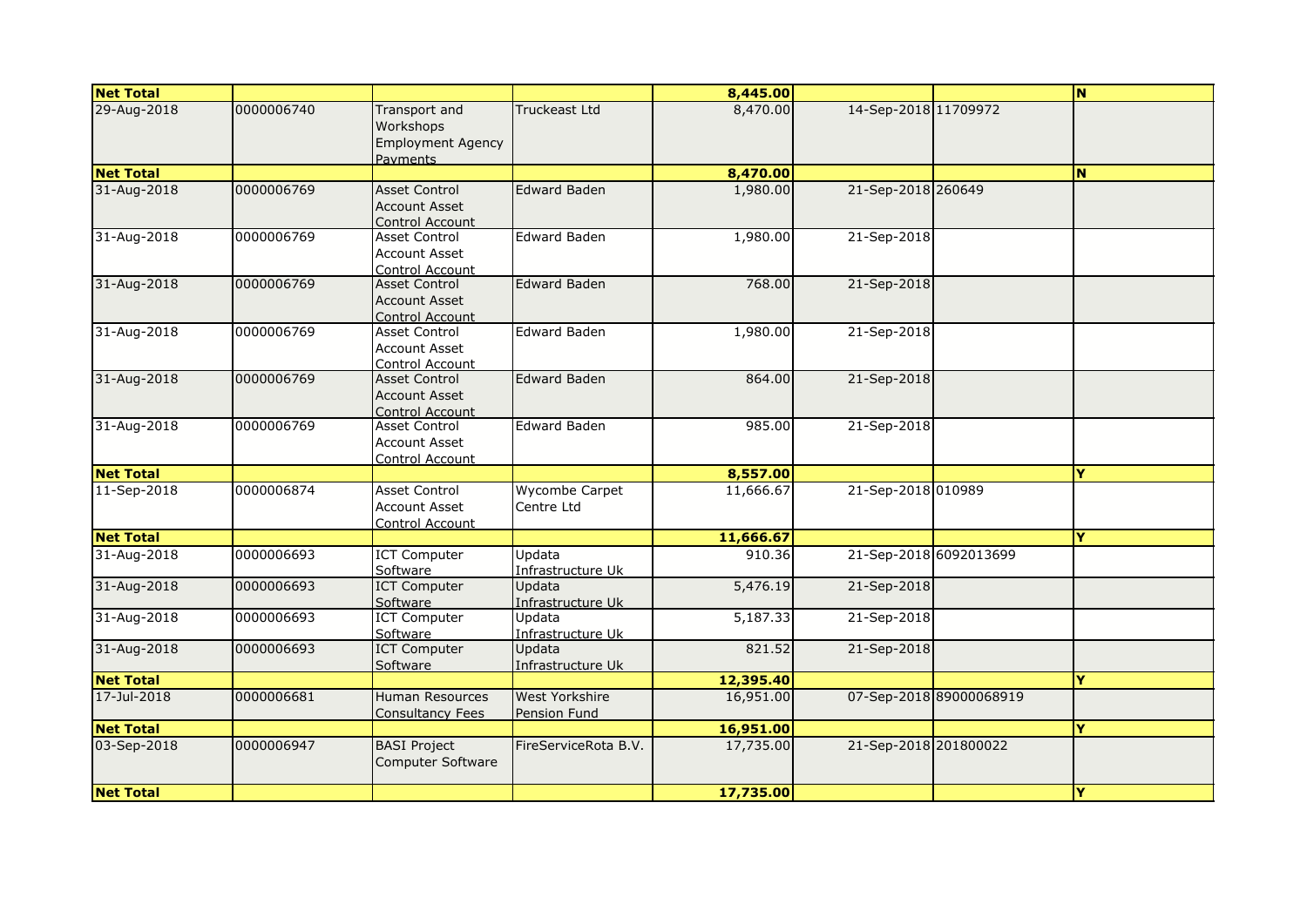| | | | | | | | |
|---|---|---|---|---|---|---|---|
| **Net Total** | | | | **8,445.00** | | | **N** |
| 29-Aug-2018 | 0000006740 | Transport and Workshops Employment Agency Payments | Truckeast Ltd | 8,470.00 | 14-Sep-2018 | 11709972 | |
| **Net Total** | | | | **8,470.00** | | | **N** |
| 31-Aug-2018 | 0000006769 | Asset Control Account Asset Control Account | Edward Baden | 1,980.00 | 21-Sep-2018 | 260649 | |
| 31-Aug-2018 | 0000006769 | Asset Control Account Asset Control Account | Edward Baden | 1,980.00 | 21-Sep-2018 | | |
| 31-Aug-2018 | 0000006769 | Asset Control Account Asset Control Account | Edward Baden | 768.00 | 21-Sep-2018 | | |
| 31-Aug-2018 | 0000006769 | Asset Control Account Asset Control Account | Edward Baden | 1,980.00 | 21-Sep-2018 | | |
| 31-Aug-2018 | 0000006769 | Asset Control Account Asset Control Account | Edward Baden | 864.00 | 21-Sep-2018 | | |
| 31-Aug-2018 | 0000006769 | Asset Control Account Asset Control Account | Edward Baden | 985.00 | 21-Sep-2018 | | |
| **Net Total** | | | | **8,557.00** | | | **Y** |
| 11-Sep-2018 | 0000006874 | Asset Control Account Asset Control Account | Wycombe Carpet Centre Ltd | 11,666.67 | 21-Sep-2018 | 010989 | |
| **Net Total** | | | | **11,666.67** | | | **Y** |
| 31-Aug-2018 | 0000006693 | ICT Computer Software | Updata Infrastructure Uk | 910.36 | 21-Sep-2018 | 6092013699 | |
| 31-Aug-2018 | 0000006693 | ICT Computer Software | Updata Infrastructure Uk | 5,476.19 | 21-Sep-2018 | | |
| 31-Aug-2018 | 0000006693 | ICT Computer Software | Updata Infrastructure Uk | 5,187.33 | 21-Sep-2018 | | |
| 31-Aug-2018 | 0000006693 | ICT Computer Software | Updata Infrastructure Uk | 821.52 | 21-Sep-2018 | | |
| **Net Total** | | | | **12,395.40** | | | **Y** |
| 17-Jul-2018 | 0000006681 | Human Resources Consultancy Fees | West Yorkshire Pension Fund | 16,951.00 | 07-Sep-2018 | 89000068919 | |
| **Net Total** | | | | **16,951.00** | | | **Y** |
| 03-Sep-2018 | 0000006947 | BASI Project Computer Software | FireServiceRota B.V. | 17,735.00 | 21-Sep-2018 | 201800022 | |
| **Net Total** | | | | **17,735.00** | | | **Y** |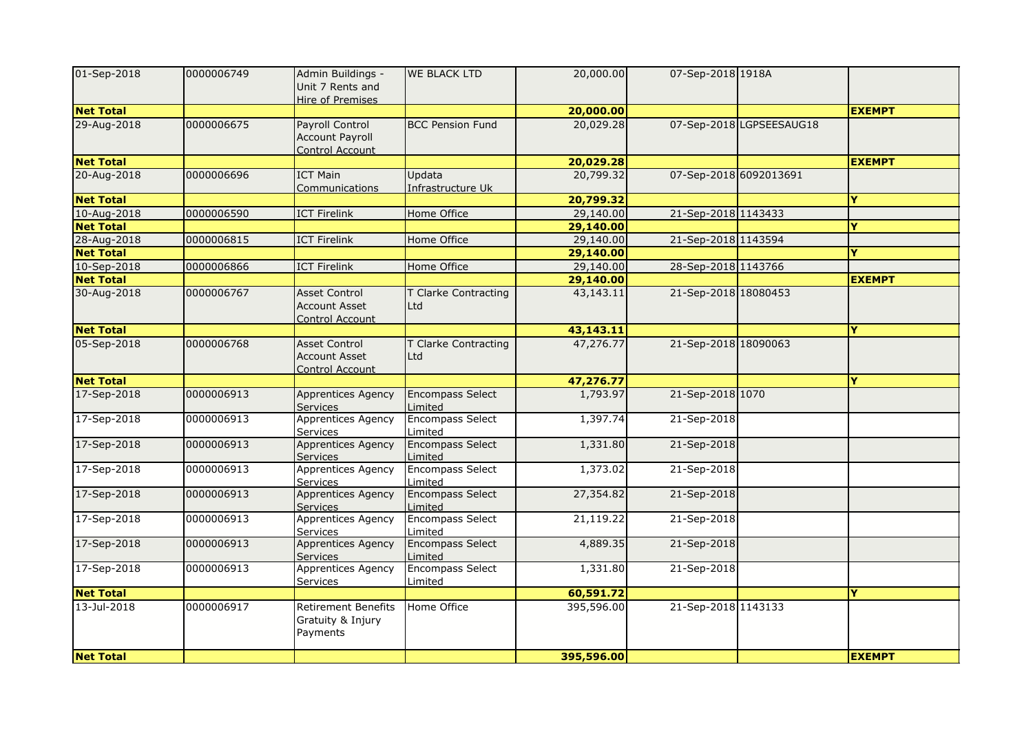| | | | | | | | |
|---|---|---|---|---|---|---|---|
| 01-Sep-2018 | 0000006749 | Admin Buildings - Unit 7 Rents and Hire of Premises | WE BLACK LTD | 20,000.00 | 07-Sep-2018 | 1918A | |
| **Net Total** | | | | **20,000.00** | | | **EXEMPT** |
| 29-Aug-2018 | 0000006675 | Payroll Control Account Payroll Control Account | BCC Pension Fund | 20,029.28 | 07-Sep-2018 | LGPSEESAUG18 | |
| **Net Total** | | | | **20,029.28** | | | **EXEMPT** |
| 20-Aug-2018 | 0000006696 | ICT Main Communications | Updata Infrastructure Uk | 20,799.32 | 07-Sep-2018 | 6092013691 | |
| **Net Total** | | | | **20,799.32** | | | **Y** |
| 10-Aug-2018 | 0000006590 | ICT Firelink | Home Office | 29,140.00 | 21-Sep-2018 | 1143433 | |
| **Net Total** | | | | **29,140.00** | | | **Y** |
| 28-Aug-2018 | 0000006815 | ICT Firelink | Home Office | 29,140.00 | 21-Sep-2018 | 1143594 | |
| **Net Total** | | | | **29,140.00** | | | **Y** |
| 10-Sep-2018 | 0000006866 | ICT Firelink | Home Office | 29,140.00 | 28-Sep-2018 | 1143766 | |
| **Net Total** | | | | **29,140.00** | | | **EXEMPT** |
| 30-Aug-2018 | 0000006767 | Asset Control Account Asset Control Account | T Clarke Contracting Ltd | 43,143.11 | 21-Sep-2018 | 18080453 | |
| **Net Total** | | | | **43,143.11** | | | **Y** |
| 05-Sep-2018 | 0000006768 | Asset Control Account Asset Control Account | T Clarke Contracting Ltd | 47,276.77 | 21-Sep-2018 | 18090063 | |
| **Net Total** | | | | **47,276.77** | | | **Y** |
| 17-Sep-2018 | 0000006913 | Apprentices Agency Services | Encompass Select Limited | 1,793.97 | 21-Sep-2018 | 1070 | |
| 17-Sep-2018 | 0000006913 | Apprentices Agency Services | Encompass Select Limited | 1,397.74 | 21-Sep-2018 | | |
| 17-Sep-2018 | 0000006913 | Apprentices Agency Services | Encompass Select Limited | 1,331.80 | 21-Sep-2018 | | |
| 17-Sep-2018 | 0000006913 | Apprentices Agency Services | Encompass Select Limited | 1,373.02 | 21-Sep-2018 | | |
| 17-Sep-2018 | 0000006913 | Apprentices Agency Services | Encompass Select Limited | 27,354.82 | 21-Sep-2018 | | |
| 17-Sep-2018 | 0000006913 | Apprentices Agency Services | Encompass Select Limited | 21,119.22 | 21-Sep-2018 | | |
| 17-Sep-2018 | 0000006913 | Apprentices Agency Services | Encompass Select Limited | 4,889.35 | 21-Sep-2018 | | |
| 17-Sep-2018 | 0000006913 | Apprentices Agency Services | Encompass Select Limited | 1,331.80 | 21-Sep-2018 | | |
| **Net Total** | | | | **60,591.72** | | | **Y** |
| 13-Jul-2018 | 0000006917 | Retirement Benefits Gratuity & Injury Payments | Home Office | 395,596.00 | 21-Sep-2018 | 1143133 | |
| **Net Total** | | | | **395,596.00** | | | **EXEMPT** |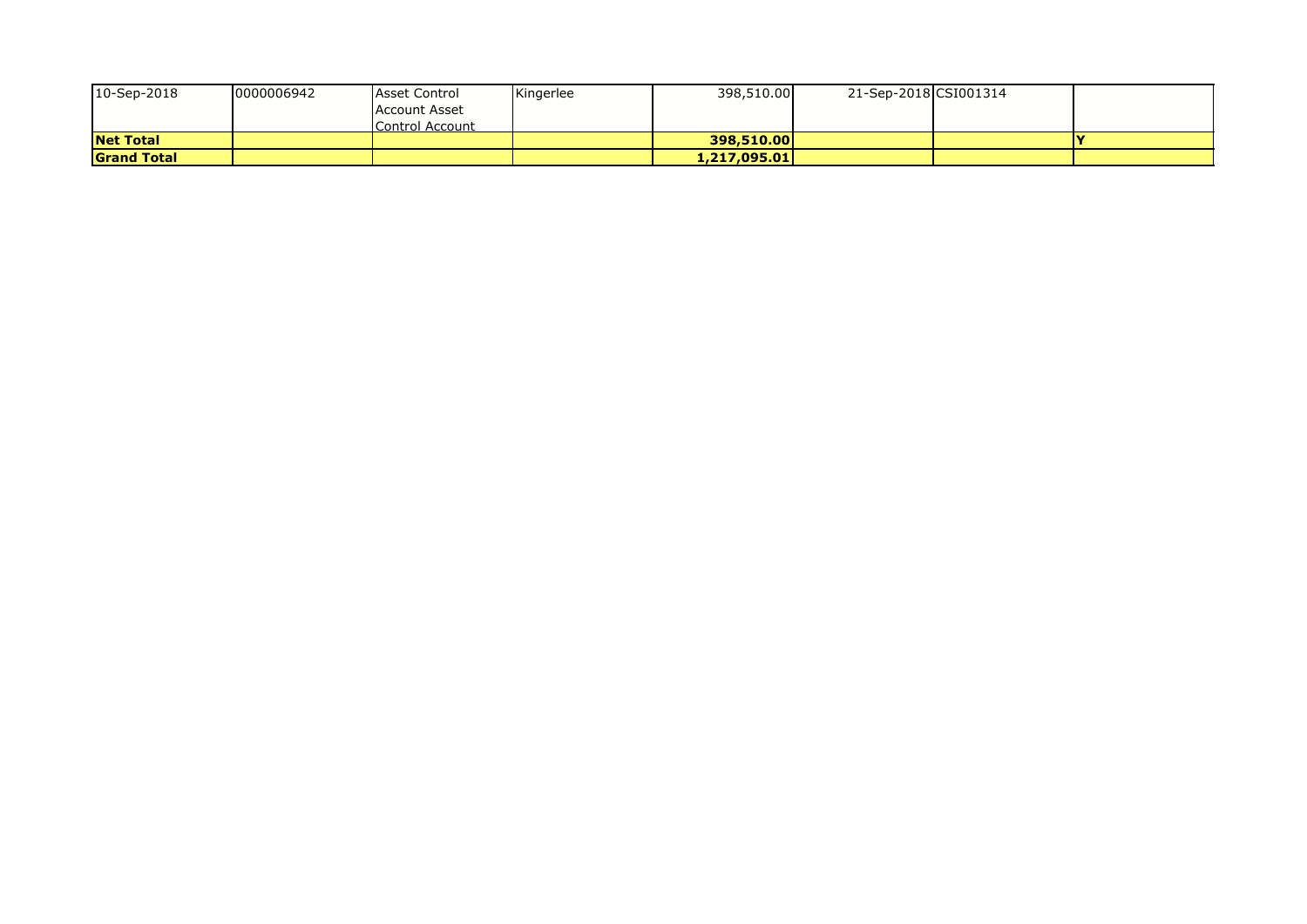| | | | | | | | |
|---|---|---|---|---|---|---|---|
| 10-Sep-2018 | 0000006942 | Asset Control Account Asset Control Account | Kingerlee | 398,510.00 | 21-Sep-2018 | CSI001314 | |
| **Net Total** | | | | **398,510.00** | | | **Y** |
| **Grand Total** | | | | **1,217,095.01** | | | |